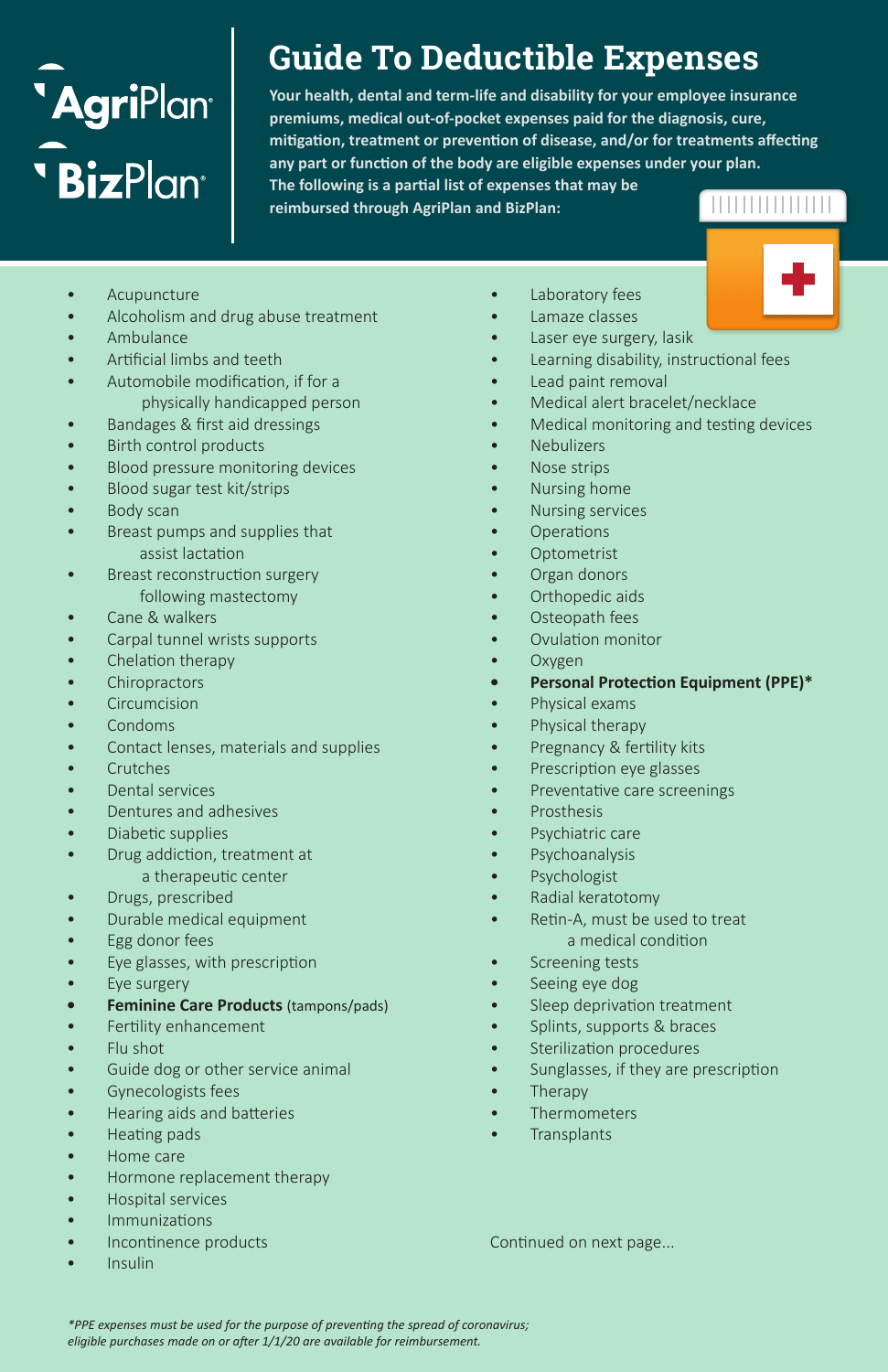AgriPlan
BizPlan

# Guide To Deductible Expenses

**Your health, dental and term-life and disability for your employee insurance premiums, medical out-of-pocket expenses paid for the diagnosis, cure, mitigation, treatment or prevention of disease, and/or for treatments affecting any part or function of the body are eligible expenses under your plan. The following is a partial list of expenses that may be reimbursed through AgriPlan and BizPlan:**

- Acupuncture
- Alcoholism and drug abuse treatment
- Ambulance
- Artificial limbs and teeth
- Automobile modification, if for a physically handicapped person
- Bandages & first aid dressings
- Birth control products
- Blood pressure monitoring devices
- Blood sugar test kit/strips
- Body scan
- Breast pumps and supplies that assist lactation
- Breast reconstruction surgery following mastectomy
- Cane & walkers
- Carpal tunnel wrists supports
- Chelation therapy
- Chiropractors
- Circumcision
- Condoms
- Contact lenses, materials and supplies
- Crutches
- Dental services
- Dentures and adhesives
- Diabetic supplies
- Drug addiction, treatment at a therapeutic center
- Drugs, prescribed
- Durable medical equipment
- Egg donor fees
- Eye glasses, with prescription
- Eye surgery
- **Feminine Care Products** (tampons/pads)
- Fertility enhancement
- Flu shot
- Guide dog or other service animal
- Gynecologists fees
- Hearing aids and batteries
- Heating pads
- Home care
- Hormone replacement therapy
- Hospital services
- Immunizations
- Incontinence products
- Insulin
- Laboratory fees
- Lamaze classes
- Laser eye surgery, lasik
- Learning disability, instructional fees
- Lead paint removal
- Medical alert bracelet/necklace
- Medical monitoring and testing devices
- Nebulizers
- Nose strips
- Nursing home
- Nursing services
- Operations
- Optometrist
- Organ donors
- Orthopedic aids
- Osteopath fees
- Ovulation monitor
- Oxygen
- **Personal Protection Equipment (PPE)***
- Physical exams
- Physical therapy
- Pregnancy & fertility kits
- Prescription eye glasses
- Preventative care screenings
- Prosthesis
- Psychiatric care
- Psychoanalysis
- Psychologist
- Radial keratotomy
- Retin-A, must be used to treat a medical condition
- Screening tests
- Seeing eye dog
- Sleep deprivation treatment
- Splints, supports & braces
- Sterilization procedures
- Sunglasses, if they are prescription
- Therapy
- Thermometers
- Transplants

Continued on next page...

*\*PPE expenses must be used for the purpose of preventing the spread of coronavirus; eligible purchases made on or after 1/1/20 are available for reimbursement.*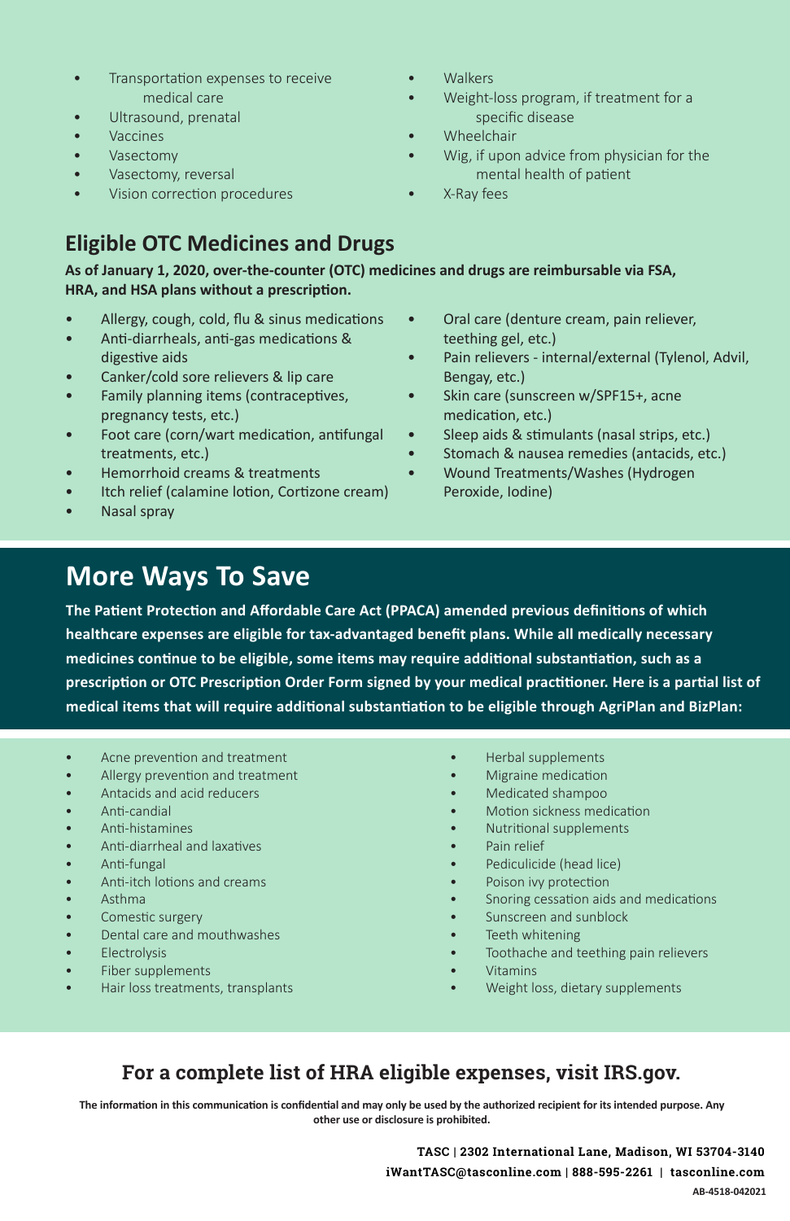- Transportation expenses to receive medical care
- Ultrasound, prenatal
- Vaccines
- Vasectomy
- Vasectomy, reversal
- Vision correction procedures
- Walkers
- Weight-loss program, if treatment for a specific disease
- Wheelchair
- Wig, if upon advice from physician for the mental health of patient
- X-Ray fees

## Eligible OTC Medicines and Drugs

**As of January 1, 2020, over-the-counter (OTC) medicines and drugs are reimbursable via FSA, HRA, and HSA plans without a prescription.**

- Allergy, cough, cold, flu & sinus medications
- Anti-diarrheals, anti-gas medications & digestive aids
- Canker/cold sore relievers & lip care
- Family planning items (contraceptives, pregnancy tests, etc.)
- Foot care (corn/wart medication, antifungal treatments, etc.)
- Hemorrhoid creams & treatments
- Itch relief (calamine lotion, Cortizone cream)
- Nasal spray
- Oral care (denture cream, pain reliever, teething gel, etc.)
- Pain relievers - internal/external (Tylenol, Advil, Bengay, etc.)
- Skin care (sunscreen w/SPF15+, acne medication, etc.)
- Sleep aids & stimulants (nasal strips, etc.)
- Stomach & nausea remedies (antacids, etc.)
- Wound Treatments/Washes (Hydrogen Peroxide, Iodine)

## More Ways To Save

**The Patient Protection and Affordable Care Act (PPACA) amended previous definitions of which healthcare expenses are eligible for tax-advantaged benefit plans. While all medically necessary medicines continue to be eligible, some items may require additional substantiation, such as a prescription or OTC Prescription Order Form signed by your medical practitioner. Here is a partial list of medical items that will require additional substantiation to be eligible through AgriPlan and BizPlan:**

- Acne prevention and treatment
- Allergy prevention and treatment
- Antacids and acid reducers
- Anti-candial
- Anti-histamines
- Anti-diarrheal and laxatives
- Anti-fungal
- Anti-itch lotions and creams
- Asthma
- Comestic surgery
- Dental care and mouthwashes
- Electrolysis
- Fiber supplements
- Hair loss treatments, transplants
- Herbal supplements
- Migraine medication
- Medicated shampoo
- Motion sickness medication
- Nutritional supplements
- Pain relief
- Pediculicide (head lice)
- Poison ivy protection
- Snoring cessation aids and medications
- Sunscreen and sunblock
- Teeth whitening
- Toothache and teething pain relievers
- Vitamins
- Weight loss, dietary supplements

## For a complete list of HRA eligible expenses, visit IRS.gov.

**The information in this communication is confidential and may only be used by the authorized recipient for its intended purpose. Any other use or disclosure is prohibited.**

**TASC | 2302 International Lane, Madison, WI 53704-3140**
**iWantTASC@tasconline.com | 888-595-2261 | tasconline.com**

AB-4518-042021